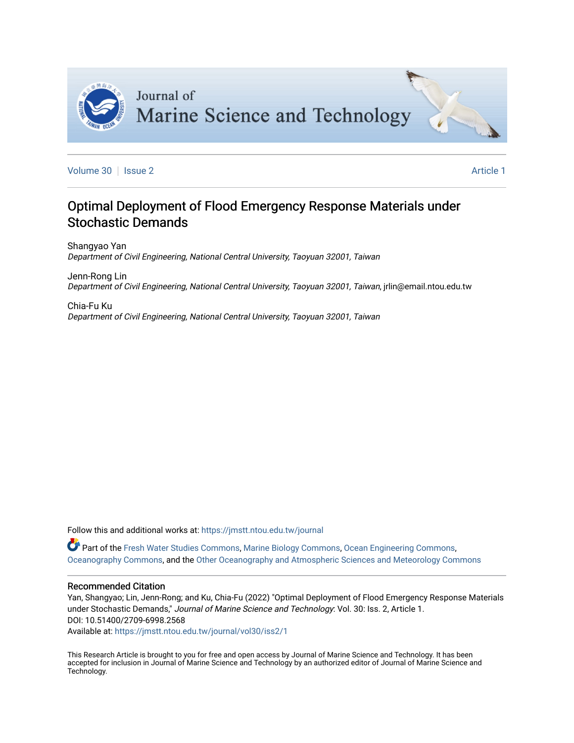Volume 30 | Issue 2 | Article 1

# Optimal Deployment of Flood Emergency Response Materials under Stochastic Demands

Shangyao Yan
*Department of Civil Engineering, National Central University, Taoyuan 32001, Taiwan*

Jenn-Rong Lin
*Department of Civil Engineering, National Central University, Taoyuan 32001, Taiwan*, jrlin@email.ntou.edu.tw

Chia-Fu Ku
*Department of Civil Engineering, National Central University, Taoyuan 32001, Taiwan*

Follow this and additional works at: https://jmstt.ntou.edu.tw/journal

Part of the Fresh Water Studies Commons, Marine Biology Commons, Ocean Engineering Commons, Oceanography Commons, and the Other Oceanography and Atmospheric Sciences and Meteorology Commons

## Recommended Citation

Yan, Shangyao; Lin, Jenn-Rong; and Ku, Chia-Fu (2022) "Optimal Deployment of Flood Emergency Response Materials under Stochastic Demands," *Journal of Marine Science and Technology*: Vol. 30: Iss. 2, Article 1.
DOI: 10.51400/2709-6998.2568
Available at: https://jmstt.ntou.edu.tw/journal/vol30/iss2/1

This Research Article is brought to you for free and open access by Journal of Marine Science and Technology. It has been accepted for inclusion in Journal of Marine Science and Technology by an authorized editor of Journal of Marine Science and Technology.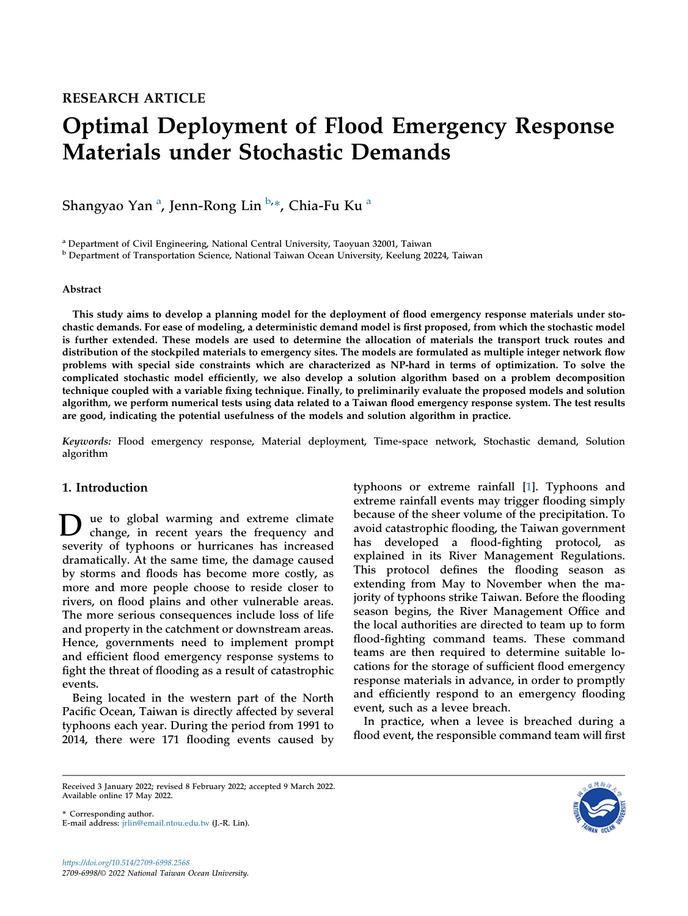RESEARCH ARTICLE

# Optimal Deployment of Flood Emergency Response Materials under Stochastic Demands

Shangyao Yan [a], Jenn-Rong Lin [b,*], Chia-Fu Ku [a]

[a] Department of Civil Engineering, National Central University, Taoyuan 32001, Taiwan
[b] Department of Transportation Science, National Taiwan Ocean University, Keelung 20224, Taiwan

### Abstract

**This study aims to develop a planning model for the deployment of flood emergency response materials under stochastic demands. For ease of modeling, a deterministic demand model is first proposed, from which the stochastic model is further extended. These models are used to determine the allocation of materials the transport truck routes and distribution of the stockpiled materials to emergency sites. The models are formulated as multiple integer network flow problems with special side constraints which are characterized as NP-hard in terms of optimization. To solve the complicated stochastic model efficiently, we also develop a solution algorithm based on a problem decomposition technique coupled with a variable fixing technique. Finally, to preliminarily evaluate the proposed models and solution algorithm, we perform numerical tests using data related to a Taiwan flood emergency response system. The test results are good, indicating the potential usefulness of the models and solution algorithm in practice.**

*Keywords:* Flood emergency response, Material deployment, Time-space network, Stochastic demand, Solution algorithm

## 1. Introduction

Due to global warming and extreme climate change, in recent years the frequency and severity of typhoons or hurricanes has increased dramatically. At the same time, the damage caused by storms and floods has become more costly, as more and more people choose to reside closer to rivers, on flood plains and other vulnerable areas. The more serious consequences include loss of life and property in the catchment or downstream areas. Hence, governments need to implement prompt and efficient flood emergency response systems to fight the threat of flooding as a result of catastrophic events.

Being located in the western part of the North Pacific Ocean, Taiwan is directly affected by several typhoons each year. During the period from 1991 to 2014, there were 171 flooding events caused by typhoons or extreme rainfall [1]. Typhoons and extreme rainfall events may trigger flooding simply because of the sheer volume of the precipitation. To avoid catastrophic flooding, the Taiwan government has developed a flood-fighting protocol, as explained in its River Management Regulations. This protocol defines the flooding season as extending from May to November when the majority of typhoons strike Taiwan. Before the flooding season begins, the River Management Office and the local authorities are directed to team up to form flood-fighting command teams. These command teams are then required to determine suitable locations for the storage of sufficient flood emergency response materials in advance, in order to promptly and efficiently respond to an emergency flooding event, such as a levee breach.

In practice, when a levee is breached during a flood event, the responsible command team will first

Received 3 January 2022; revised 8 February 2022; accepted 9 March 2022.
Available online 17 May 2022.

\* Corresponding author.
E-mail address: jrlin@email.ntou.edu.tw (J.-R. Lin).

https://doi.org/10.514/2709-6998.2568
2709-6998/© 2022 National Taiwan Ocean University.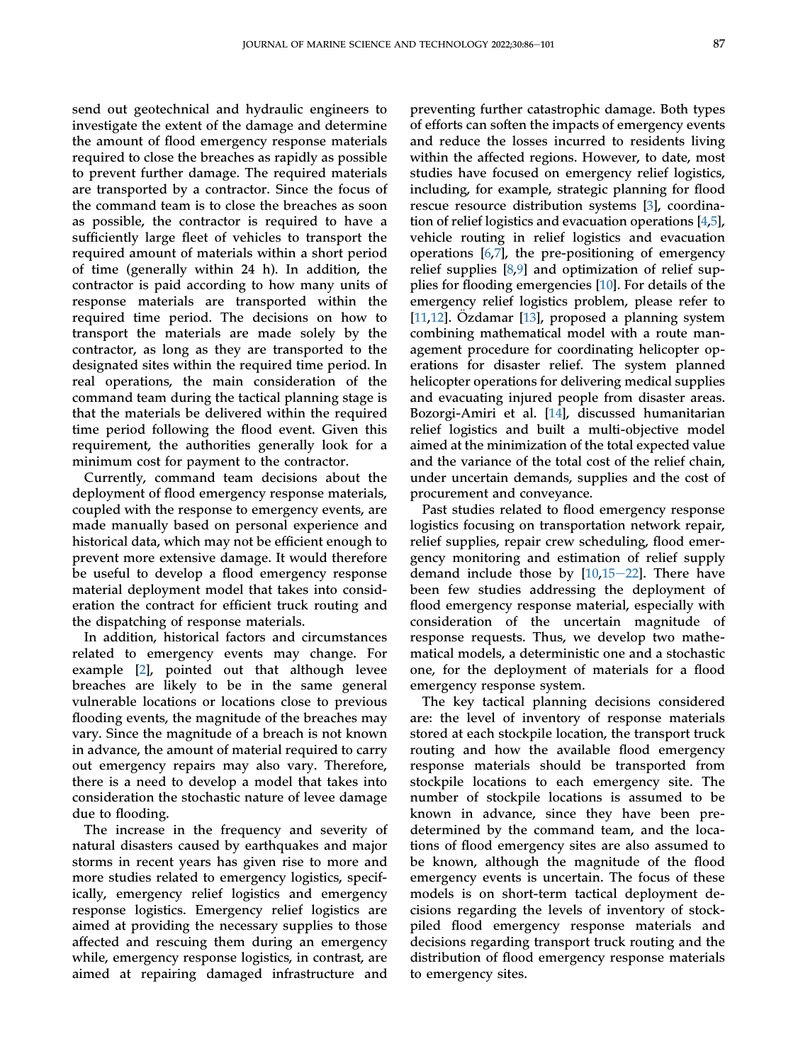send out geotechnical and hydraulic engineers to investigate the extent of the damage and determine the amount of flood emergency response materials required to close the breaches as rapidly as possible to prevent further damage. The required materials are transported by a contractor. Since the focus of the command team is to close the breaches as soon as possible, the contractor is required to have a sufficiently large fleet of vehicles to transport the required amount of materials within a short period of time (generally within 24 h). In addition, the contractor is paid according to how many units of response materials are transported within the required time period. The decisions on how to transport the materials are made solely by the contractor, as long as they are transported to the designated sites within the required time period. In real operations, the main consideration of the command team during the tactical planning stage is that the materials be delivered within the required time period following the flood event. Given this requirement, the authorities generally look for a minimum cost for payment to the contractor.

Currently, command team decisions about the deployment of flood emergency response materials, coupled with the response to emergency events, are made manually based on personal experience and historical data, which may not be efficient enough to prevent more extensive damage. It would therefore be useful to develop a flood emergency response material deployment model that takes into consideration the contract for efficient truck routing and the dispatching of response materials.

In addition, historical factors and circumstances related to emergency events may change. For example [2], pointed out that although levee breaches are likely to be in the same general vulnerable locations or locations close to previous flooding events, the magnitude of the breaches may vary. Since the magnitude of a breach is not known in advance, the amount of material required to carry out emergency repairs may also vary. Therefore, there is a need to develop a model that takes into consideration the stochastic nature of levee damage due to flooding.

The increase in the frequency and severity of natural disasters caused by earthquakes and major storms in recent years has given rise to more and more studies related to emergency logistics, specifically, emergency relief logistics and emergency response logistics. Emergency relief logistics are aimed at providing the necessary supplies to those affected and rescuing them during an emergency while, emergency response logistics, in contrast, are aimed at repairing damaged infrastructure and preventing further catastrophic damage. Both types of efforts can soften the impacts of emergency events and reduce the losses incurred to residents living within the affected regions. However, to date, most studies have focused on emergency relief logistics, including, for example, strategic planning for flood rescue resource distribution systems [3], coordination of relief logistics and evacuation operations [4,5], vehicle routing in relief logistics and evacuation operations [6,7], the pre-positioning of emergency relief supplies [8,9] and optimization of relief supplies for flooding emergencies [10]. For details of the emergency relief logistics problem, please refer to [11,12]. Özdamar [13], proposed a planning system combining mathematical model with a route management procedure for coordinating helicopter operations for disaster relief. The system planned helicopter operations for delivering medical supplies and evacuating injured people from disaster areas. Bozorgi-Amiri et al. [14], discussed humanitarian relief logistics and built a multi-objective model aimed at the minimization of the total expected value and the variance of the total cost of the relief chain, under uncertain demands, supplies and the cost of procurement and conveyance.

Past studies related to flood emergency response logistics focusing on transportation network repair, relief supplies, repair crew scheduling, flood emergency monitoring and estimation of relief supply demand include those by [10,15–22]. There have been few studies addressing the deployment of flood emergency relief response material, especially with consideration of the uncertain magnitude of response requests. Thus, we develop two mathematical models, a deterministic one and a stochastic one, for the deployment of materials for a flood emergency response system.

The key tactical planning decisions considered are: the level of inventory of response materials stored at each stockpile location, the transport truck routing and how the available flood emergency response materials should be transported from stockpile locations to each emergency site. The number of stockpile locations is assumed to be known in advance, since they have been predetermined by the command team, and the locations of flood emergency sites are also assumed to be known, although the magnitude of the flood emergency events is uncertain. The focus of these models is on short-term tactical deployment decisions regarding the levels of inventory of stockpiled flood emergency response materials and decisions regarding transport truck routing and the distribution of flood emergency response materials to emergency sites.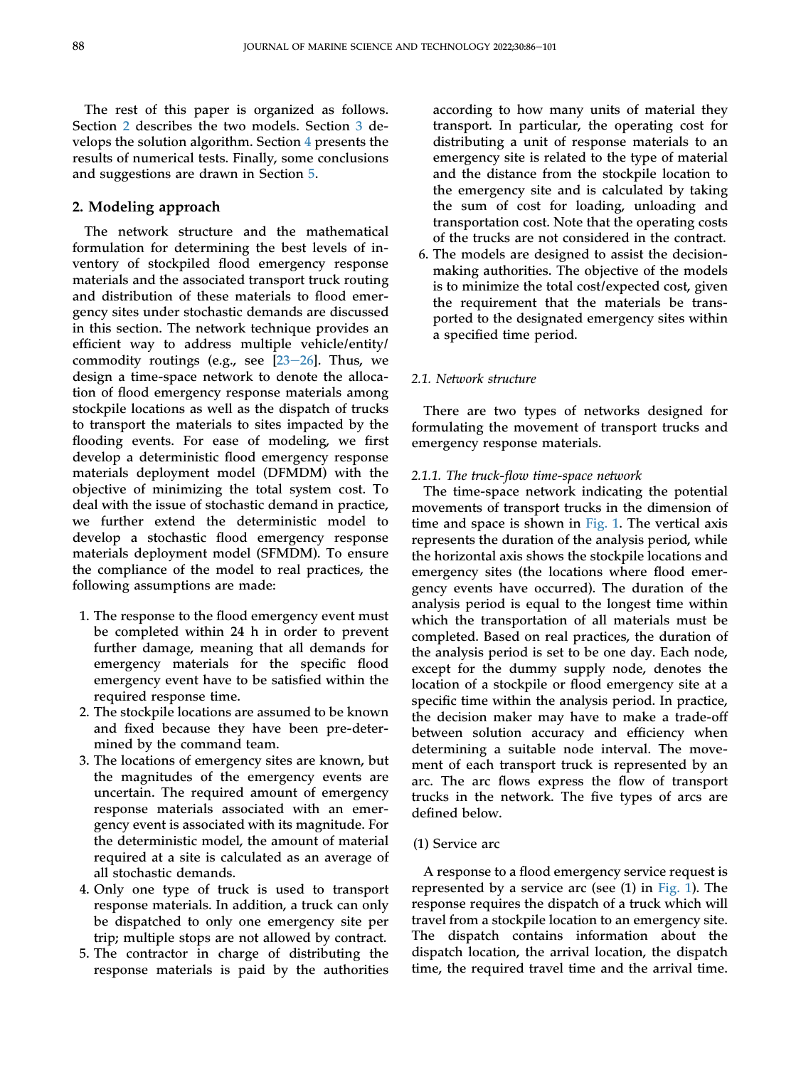The rest of this paper is organized as follows. Section 2 describes the two models. Section 3 develops the solution algorithm. Section 4 presents the results of numerical tests. Finally, some conclusions and suggestions are drawn in Section 5.

## 2. Modeling approach

The network structure and the mathematical formulation for determining the best levels of inventory of stockpiled flood emergency response materials and the associated transport truck routing and distribution of these materials to flood emergency sites under stochastic demands are discussed in this section. The network technique provides an efficient way to address multiple vehicle/entity/commodity routings (e.g., see [23–26]. Thus, we design a time-space network to denote the allocation of flood emergency response materials among stockpile locations as well as the dispatch of trucks to transport the materials to sites impacted by the flooding events. For ease of modeling, we first develop a deterministic flood emergency response materials deployment model (DFMDM) with the objective of minimizing the total system cost. To deal with the issue of stochastic demand in practice, we further extend the deterministic model to develop a stochastic flood emergency response materials deployment model (SFMDM). To ensure the compliance of the model to real practices, the following assumptions are made:

1. The response to the flood emergency event must be completed within 24 h in order to prevent further damage, meaning that all demands for emergency materials for the specific flood emergency event have to be satisfied within the required response time.
2. The stockpile locations are assumed to be known and fixed because they have been pre-determined by the command team.
3. The locations of emergency sites are known, but the magnitudes of the emergency events are uncertain. The required amount of emergency response materials associated with an emergency event is associated with its magnitude. For the deterministic model, the amount of material required at a site is calculated as an average of all stochastic demands.
4. Only one type of truck is used to transport response materials. In addition, a truck can only be dispatched to only one emergency site per trip; multiple stops are not allowed by contract.
5. The contractor in charge of distributing the response materials is paid by the authorities according to how many units of material they transport. In particular, the operating cost for distributing a unit of response materials to an emergency site is related to the type of material and the distance from the stockpile location to the emergency site and is calculated by taking the sum of cost for loading, unloading and transportation cost. Note that the operating costs of the trucks are not considered in the contract.
6. The models are designed to assist the decision-making authorities. The objective of the models is to minimize the total cost/expected cost, given the requirement that the materials be transported to the designated emergency sites within a specified time period.

### 2.1. Network structure

There are two types of networks designed for formulating the movement of transport trucks and emergency response materials.

#### 2.1.1. The truck-flow time-space network

The time-space network indicating the potential movements of transport trucks in the dimension of time and space is shown in Fig. 1. The vertical axis represents the duration of the analysis period, while the horizontal axis shows the stockpile locations and emergency sites (the locations where flood emergency events have occurred). The duration of the analysis period is equal to the longest time within which the transportation of all materials must be completed. Based on real practices, the duration of the analysis period is set to be one day. Each node, except for the dummy supply node, denotes the location of a stockpile or flood emergency site at a specific time within the analysis period. In practice, the decision maker may have to make a trade-off between solution accuracy and efficiency when determining a suitable node interval. The movement of each transport truck is represented by an arc. The arc flows express the flow of transport trucks in the network. The five types of arcs are defined below.

(1) Service arc

A response to a flood emergency service request is represented by a service arc (see (1) in Fig. 1). The response requires the dispatch of a truck which will travel from a stockpile location to an emergency site. The dispatch contains information about the dispatch location, the arrival location, the dispatch time, the required travel time and the arrival time.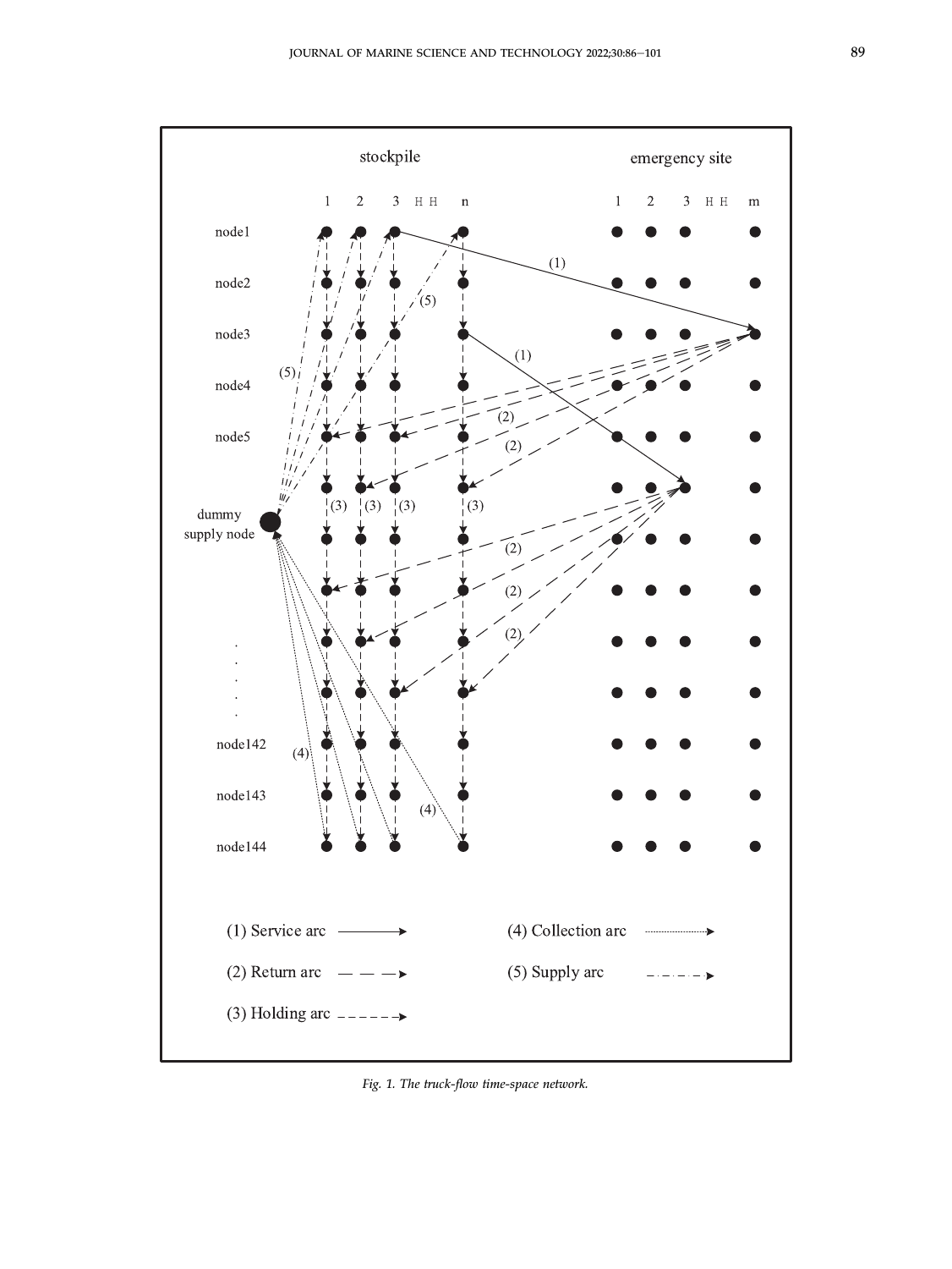Fig. 1. The truck-flow time-space network.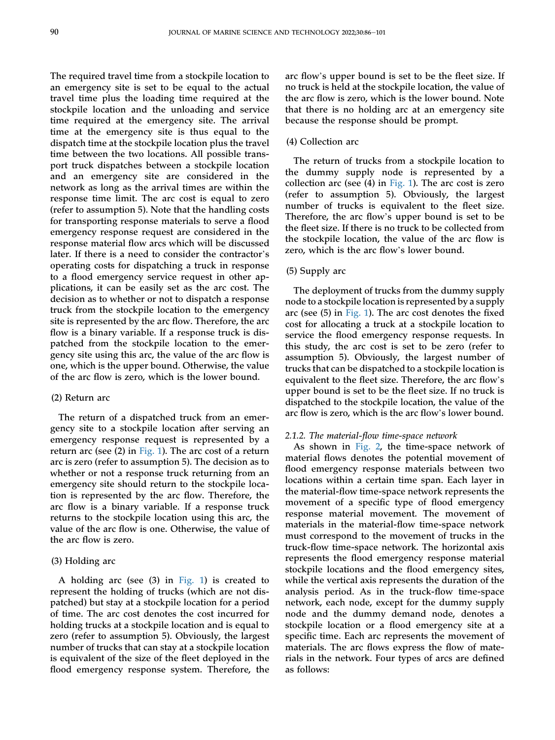The required travel time from a stockpile location to an emergency site is set to be equal to the actual travel time plus the loading time required at the stockpile location and the unloading and service time required at the emergency site. The arrival time at the emergency site is thus equal to the dispatch time at the stockpile location plus the travel time between the two locations. All possible transport truck dispatches between a stockpile location and an emergency site are considered in the network as long as the arrival times are within the response time limit. The arc cost is equal to zero (refer to assumption 5). Note that the handling costs for transporting response materials to serve a flood emergency response request are considered in the response material flow arcs which will be discussed later. If there is a need to consider the contractor's operating costs for dispatching a truck in response to a flood emergency service request in other applications, it can be easily set as the arc cost. The decision as to whether or not to dispatch a response truck from the stockpile location to the emergency site is represented by the arc flow. Therefore, the arc flow is a binary variable. If a response truck is dispatched from the stockpile location to the emergency site using this arc, the value of the arc flow is one, which is the upper bound. Otherwise, the value of the arc flow is zero, which is the lower bound.

(2) Return arc

The return of a dispatched truck from an emergency site to a stockpile location after serving an emergency response request is represented by a return arc (see (2) in Fig. 1). The arc cost of a return arc is zero (refer to assumption 5). The decision as to whether or not a response truck returning from an emergency site should return to the stockpile location is represented by the arc flow. Therefore, the arc flow is a binary variable. If a response truck returns to the stockpile location using this arc, the value of the arc flow is one. Otherwise, the value of the arc flow is zero.

(3) Holding arc

A holding arc (see (3) in Fig. 1) is created to represent the holding of trucks (which are not dispatched) but stay at a stockpile location for a period of time. The arc cost denotes the cost incurred for holding trucks at a stockpile location and is equal to zero (refer to assumption 5). Obviously, the largest number of trucks that can stay at a stockpile location is equivalent of the size of the fleet deployed in the flood emergency response system. Therefore, the arc flow's upper bound is set to be the fleet size. If no truck is held at the stockpile location, the value of the arc flow is zero, which is the lower bound. Note that there is no holding arc at an emergency site because the response should be prompt.

(4) Collection arc

The return of trucks from a stockpile location to the dummy supply node is represented by a collection arc (see (4) in Fig. 1). The arc cost is zero (refer to assumption 5). Obviously, the largest number of trucks is equivalent to the fleet size. Therefore, the arc flow's upper bound is set to be the fleet size. If there is no truck to be collected from the stockpile location, the value of the arc flow is zero, which is the arc flow's lower bound.

(5) Supply arc

The deployment of trucks from the dummy supply node to a stockpile location is represented by a supply arc (see (5) in Fig. 1). The arc cost denotes the fixed cost for allocating a truck at a stockpile location to service the flood emergency response requests. In this study, the arc cost is set to be zero (refer to assumption 5). Obviously, the largest number of trucks that can be dispatched to a stockpile location is equivalent to the fleet size. Therefore, the arc flow's upper bound is set to be the fleet size. If no truck is dispatched to the stockpile location, the value of the arc flow is zero, which is the arc flow's lower bound.

#### *2.1.2. The material-flow time-space network*

As shown in Fig. 2, the time-space network of material flows denotes the potential movement of flood emergency response materials between two locations within a certain time span. Each layer in the material-flow time-space network represents the movement of a specific type of flood emergency response material movement. The movement of materials in the material-flow time-space network must correspond to the movement of trucks in the truck-flow time-space network. The horizontal axis represents the flood emergency response material stockpile locations and the flood emergency sites, while the vertical axis represents the duration of the analysis period. As in the truck-flow time-space network, each node, except for the dummy supply node and the dummy demand node, denotes a stockpile location or a flood emergency site at a specific time. Each arc represents the movement of materials. The arc flows express the flow of materials in the network. Four types of arcs are defined as follows: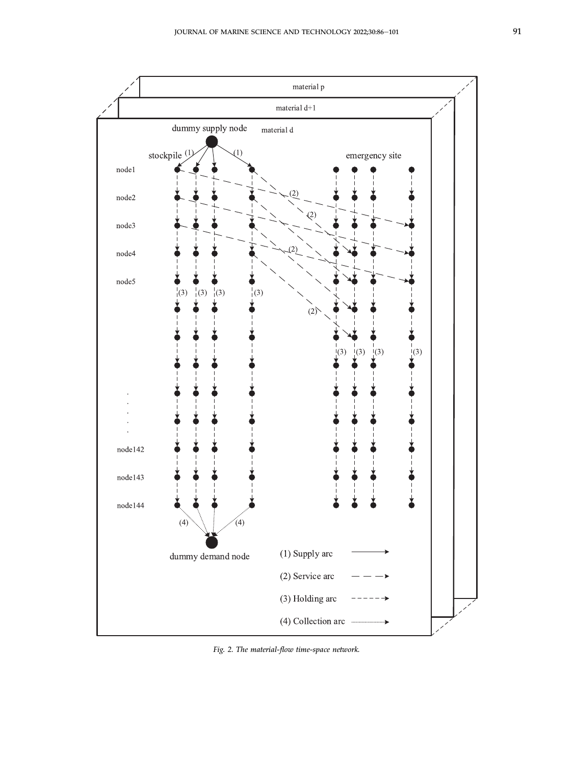Fig. 2. The material-flow time-space network.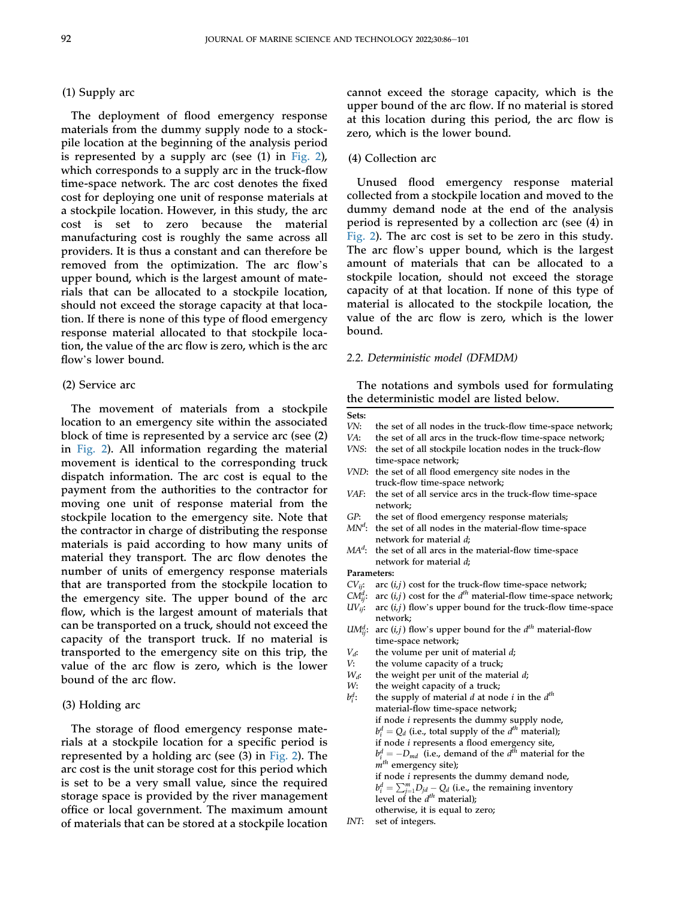(1) Supply arc

The deployment of flood emergency response materials from the dummy supply node to a stockpile location at the beginning of the analysis period is represented by a supply arc (see (1) in Fig. 2), which corresponds to a supply arc in the truck-flow time-space network. The arc cost denotes the fixed cost for deploying one unit of response materials at a stockpile location. However, in this study, the arc cost is set to zero because the material manufacturing cost is roughly the same across all providers. It is thus a constant and can therefore be removed from the optimization. The arc flow's upper bound, which is the largest amount of materials that can be allocated to a stockpile location, should not exceed the storage capacity at that location. If there is none of this type of flood emergency response material allocated to that stockpile location, the value of the arc flow is zero, which is the arc flow's lower bound.

(2) Service arc

The movement of materials from a stockpile location to an emergency site within the associated block of time is represented by a service arc (see (2) in Fig. 2). All information regarding the material movement is identical to the corresponding truck dispatch information. The arc cost is equal to the payment from the authorities to the contractor for moving one unit of response material from the stockpile location to the emergency site. Note that the contractor in charge of distributing the response materials is paid according to how many units of material they transport. The arc flow denotes the number of units of emergency response materials that are transported from the stockpile location to the emergency site. The upper bound of the arc flow, which is the largest amount of materials that can be transported on a truck, should not exceed the capacity of the transport truck. If no material is transported to the emergency site on this trip, the value of the arc flow is zero, which is the lower bound of the arc flow.

(3) Holding arc

The storage of flood emergency response materials at a stockpile location for a specific period is represented by a holding arc (see (3) in Fig. 2). The arc cost is the unit storage cost for this period which is set to be a very small value, since the required storage space is provided by the river management office or local government. The maximum amount of materials that can be stored at a stockpile location cannot exceed the storage capacity, which is the upper bound of the arc flow. If no material is stored at this location during this period, the arc flow is zero, which is the lower bound.

(4) Collection arc

Unused flood emergency response material collected from a stockpile location and moved to the dummy demand node at the end of the analysis period is represented by a collection arc (see (4) in Fig. 2). The arc cost is set to be zero in this study. The arc flow's upper bound, which is the largest amount of materials that can be allocated to a stockpile location, should not exceed the storage capacity of at that location. If none of this type of material is allocated to the stockpile location, the value of the arc flow is zero, which is the lower bound.

### 2.2. Deterministic model (DFMDM)

The notations and symbols used for formulating the deterministic model are listed below.

**Sets:**

- $VN$: the set of all nodes in the truck-flow time-space network;
- $VA$: the set of all arcs in the truck-flow time-space network;
- $VNS$: the set of all stockpile location nodes in the truck-flow time-space network;
- $VND$: the set of all flood emergency site nodes in the truck-flow time-space network;
- $VAF$: the set of all service arcs in the truck-flow time-space network;
- $GP$: the set of flood emergency response materials;
- $MN^d$: the set of all nodes in the material-flow time-space network for material $d$;
- $MA^d$: the set of all arcs in the material-flow time-space network for material $d$;

**Parameters:**

- $CV_{ij}$: arc $(i,j)$ cost for the truck-flow time-space network;
- $CM_{ij}^d$: arc $(i,j)$ cost for the $d^{th}$ material-flow time-space network;
- $UV_{ij}$: arc $(i,j)$ flow's upper bound for the truck-flow time-space network;
- $UM_{ij}^d$: arc $(i,j)$ flow's upper bound for the $d^{th}$ material-flow time-space network;
- $V_d$: the volume per unit of material $d$;
- $V$: the volume capacity of a truck;
- $W_d$: the weight per unit of the material $d$;
- $W$: the weight capacity of a truck;
- $b_i^d$: the supply of material $d$ at node $i$ in the $d^{th}$ material-flow time-space network;
  if node $i$ represents the dummy supply node, $b_i^d = Q_d$ (i.e., total supply of the $d^{th}$ material);
  if node $i$ represents a flood emergency site, $b_i^d = -D_{md}$ (i.e., demand of the $d^{th}$ material for the $m^{th}$ emergency site);
  if node $i$ represents the dummy demand node, $b_i^d = \sum_{j=1}^{m} D_{jd} - Q_d$ (i.e., the remaining inventory level of the $d^{th}$ material);
  otherwise, it is equal to zero;
- $INT$: set of integers.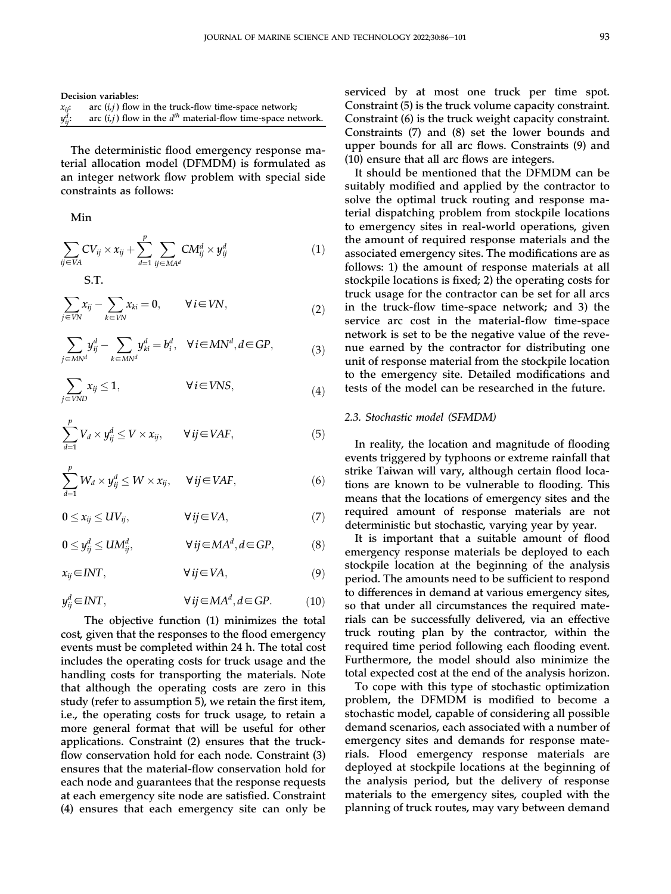**Decision variables:**

$x_{ij}$: arc $(i,j)$ flow in the truck-flow time-space network;

$y_{ij}^d$: arc $(i,j)$ flow in the $d^{th}$ material-flow time-space network.

The deterministic flood emergency response material allocation model (DFMDM) is formulated as an integer network flow problem with special side constraints as follows:

Min

$$\sum_{ij \in VA} CV_{ij} \times x_{ij} + \sum_{d=1}^{p} \sum_{ij \in MA^d} CM_{ij}^d \times y_{ij}^d \tag{1}$$

S.T.

$$\sum_{j \in VN} x_{ij} - \sum_{k \in VN} x_{ki} = 0, \qquad \forall i \in VN, \tag{2}$$

$$\sum_{j \in MN^d} y_{ij}^d - \sum_{k \in MN^d} y_{ki}^d = b_i^d, \quad \forall i \in MN^d, d \in GP, \tag{3}$$

$$\sum_{j \in VND} x_{ij} \leq 1, \qquad \forall i \in VNS, \tag{4}$$

$$\sum_{d=1}^{p} V_d \times y_{ij}^d \leq V \times x_{ij}, \qquad \forall ij \in VAF, \tag{5}$$

$$\sum_{d=1}^{p} W_d \times y_{ij}^d \leq W \times x_{ij}, \qquad \forall ij \in VAF, \tag{6}$$

$$0 \leq x_{ij} \leq UV_{ij}, \qquad \forall ij \in VA, \tag{7}$$

$$0 \leq y_{ij}^d \leq UM_{ij}^d, \qquad \forall ij \in MA^d, d \in GP, \tag{8}$$

$$x_{ij} \in INT, \qquad \forall ij \in VA, \tag{9}$$

$$y_{ij}^d \in INT, \qquad \forall ij \in MA^d, d \in GP. \tag{10}$$

The objective function (1) minimizes the total cost, given that the responses to the flood emergency events must be completed within 24 h. The total cost includes the operating costs for truck usage and the handling costs for transporting the materials. Note that although the operating costs are zero in this study (refer to assumption 5), we retain the first item, i.e., the operating costs for truck usage, to retain a more general format that will be useful for other applications. Constraint (2) ensures that the truck-flow conservation hold for each node. Constraint (3) ensures that the material-flow conservation hold for each node and guarantees that the response requests at each emergency site node are satisfied. Constraint (4) ensures that each emergency site can only be serviced by at most one truck per time spot. Constraint (5) is the truck volume capacity constraint. Constraint (6) is the truck weight capacity constraint. Constraints (7) and (8) set the lower bounds and upper bounds for all arc flows. Constraints (9) and (10) ensure that all arc flows are integers.

It should be mentioned that the DFMDM can be suitably modified and applied by the contractor to solve the optimal truck routing and response material dispatching problem from stockpile locations to emergency sites in real-world operations, given the amount of required response materials and the associated emergency sites. The modifications are as follows: 1) the amount of response materials at all stockpile locations is fixed; 2) the operating costs for truck usage for the contractor can be set for all arcs in the truck-flow time-space network; and 3) the service arc cost in the material-flow time-space network is set to be the negative value of the revenue earned by the contractor for distributing one unit of response material from the stockpile location to the emergency site. Detailed modifications and tests of the model can be researched in the future.

### 2.3. Stochastic model (SFMDM)

In reality, the location and magnitude of flooding events triggered by typhoons or extreme rainfall that strike Taiwan will vary, although certain flood locations are known to be vulnerable to flooding. This means that the locations of emergency sites and the required amount of response materials are not deterministic but stochastic, varying year by year.

It is important that a suitable amount of flood emergency response materials be deployed to each stockpile location at the beginning of the analysis period. The amounts need to be sufficient to respond to differences in demand at various emergency sites, so that under all circumstances the required materials can be successfully delivered, via an effective truck routing plan by the contractor, within the required time period following each flooding event. Furthermore, the model should also minimize the total expected cost at the end of the analysis horizon.

To cope with this type of stochastic optimization problem, the DFMDM is modified to become a stochastic model, capable of considering all possible demand scenarios, each associated with a number of emergency sites and demands for response materials. Flood emergency response materials are deployed at stockpile locations at the beginning of the analysis period, but the delivery of response materials to the emergency sites, coupled with the planning of truck routes, may vary between demand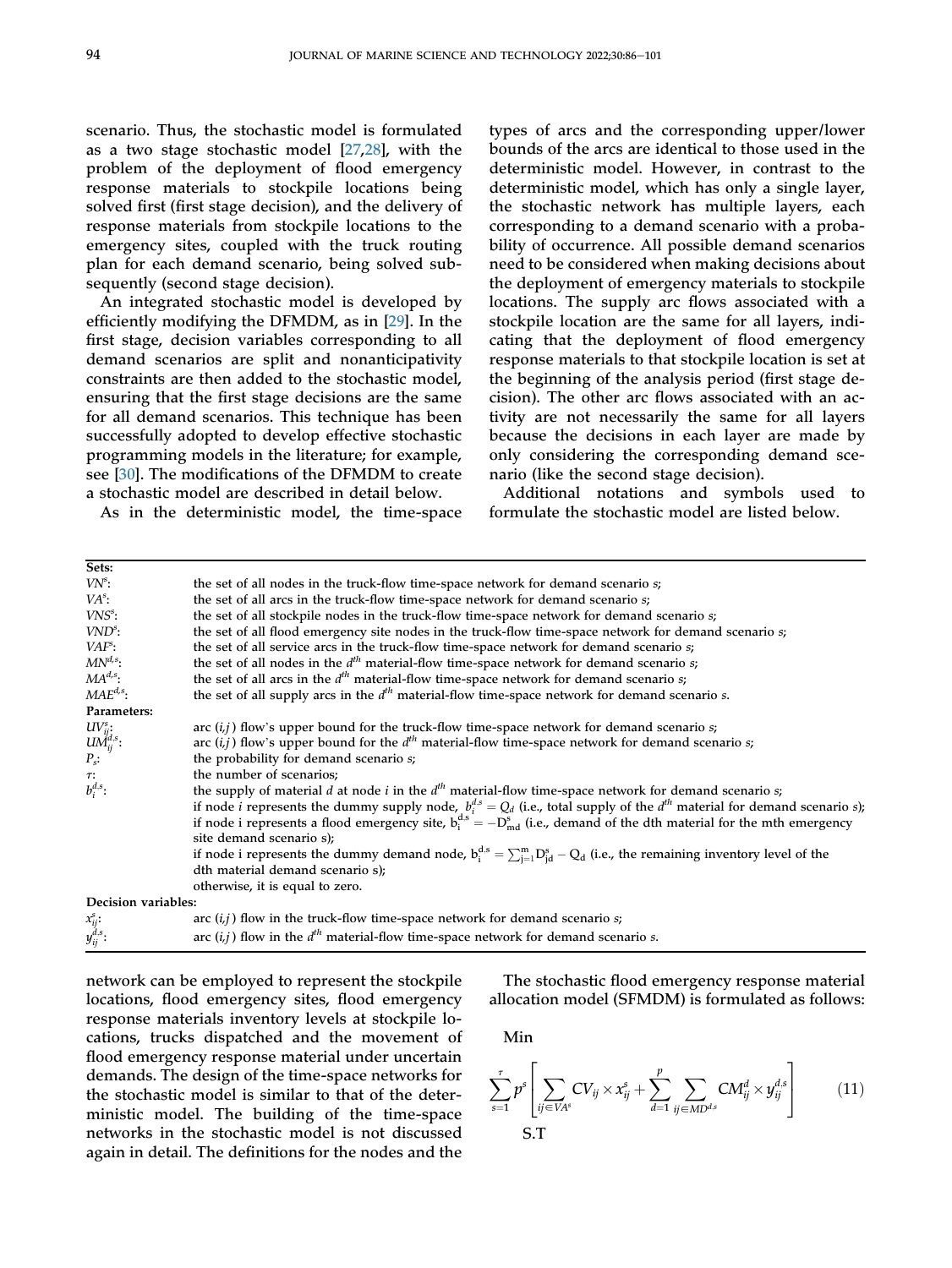scenario. Thus, the stochastic model is formulated as a two stage stochastic model [27,28], with the problem of the deployment of flood emergency response materials to stockpile locations being solved first (first stage decision), and the delivery of response materials from stockpile locations to the emergency sites, coupled with the truck routing plan for each demand scenario, being solved subsequently (second stage decision).

An integrated stochastic model is developed by efficiently modifying the DFMDM, as in [29]. In the first stage, decision variables corresponding to all demand scenarios are split and nonanticipativity constraints are then added to the stochastic model, ensuring that the first stage decisions are the same for all demand scenarios. This technique has been successfully adopted to develop effective stochastic programming models in the literature; for example, see [30]. The modifications of the DFMDM to create a stochastic model are described in detail below.

As in the deterministic model, the time-space types of arcs and the corresponding upper/lower bounds of the arcs are identical to those used in the deterministic model. However, in contrast to the deterministic model, which has only a single layer, the stochastic network has multiple layers, each corresponding to a demand scenario with a probability of occurrence. All possible demand scenarios need to be considered when making decisions about the deployment of emergency materials to stockpile locations. The supply arc flows associated with a stockpile location are the same for all layers, indicating that the deployment of flood emergency response materials to that stockpile location is set at the beginning of the analysis period (first stage decision). The other arc flows associated with an activity are not necessarily the same for all layers because the decisions in each layer are made by only considering the corresponding demand scenario (like the second stage decision).

Additional notations and symbols used to formulate the stochastic model are listed below.

| | |
|---|---|
| **Sets:** | |
| $VN^s$: | the set of all nodes in the truck-flow time-space network for demand scenario $s$; |
| $VA^s$: | the set of all arcs in the truck-flow time-space network for demand scenario $s$; |
| $VNS^s$: | the set of all stockpile nodes in the truck-flow time-space network for demand scenario $s$; |
| $VND^s$: | the set of all flood emergency site nodes in the truck-flow time-space network for demand scenario $s$; |
| $VAF^s$: | the set of all service arcs in the truck-flow time-space network for demand scenario $s$; |
| $MN^{d,s}$: | the set of all nodes in the $d^{th}$ material-flow time-space network for demand scenario $s$; |
| $MA^{d,s}$: | the set of all arcs in the $d^{th}$ material-flow time-space network for demand scenario $s$; |
| $MAE^{d,s}$: | the set of all supply arcs in the $d^{th}$ material-flow time-space network for demand scenario $s$. |
| **Parameters:** | |
| $UV^s_{ij}$: | arc $(i,j)$ flow's upper bound for the truck-flow time-space network for demand scenario $s$; |
| $UM^{d,s}_{ij}$: | arc $(i,j)$ flow's upper bound for the $d^{th}$ material-flow time-space network for demand scenario $s$; |
| $P_s$: | the probability for demand scenario $s$; |
| $\tau$: | the number of scenarios; |
| $b^{d,s}_i$: | the supply of material $d$ at node $i$ in the $d^{th}$ material-flow time-space network for demand scenario $s$; if node $i$ represents the dummy supply node, $b^{d,s}_i = Q_d$ (i.e., total supply of the $d^{th}$ material for demand scenario $s$); if node i represents a flood emergency site, $b^{d,s}_i = -D^s_{md}$ (i.e., demand of the dth material for the mth emergency site demand scenario s); if node i represents the dummy demand node, $b^{d,s}_i = \sum_{j=1}^{m} D^s_{jd} - Q_d$ (i.e., the remaining inventory level of the dth material demand scenario s); otherwise, it is equal to zero. |
| **Decision variables:** | |
| $x^s_{ij}$: | arc $(i,j)$ flow in the truck-flow time-space network for demand scenario $s$; |
| $y^{d,s}_{ij}$: | arc $(i,j)$ flow in the $d^{th}$ material-flow time-space network for demand scenario $s$. |

network can be employed to represent the stockpile locations, flood emergency sites, flood emergency response materials inventory levels at stockpile locations, trucks dispatched and the movement of flood emergency response material under uncertain demands. The design of the time-space networks for the stochastic model is similar to that of the deterministic model. The building of the time-space networks in the stochastic model is not discussed again in detail. The definitions for the nodes and the

The stochastic flood emergency response material allocation model (SFMDM) is formulated as follows:

Min

$$\sum_{s=1}^{\tau} p^s \left[ \sum_{ij \in VA^s} CV_{ij} \times x^s_{ij} + \sum_{d=1}^{p} \sum_{ij \in MD^{d,s}} CM^d_{ij} \times y^{d,s}_{ij} \right] \tag{11}$$

S.T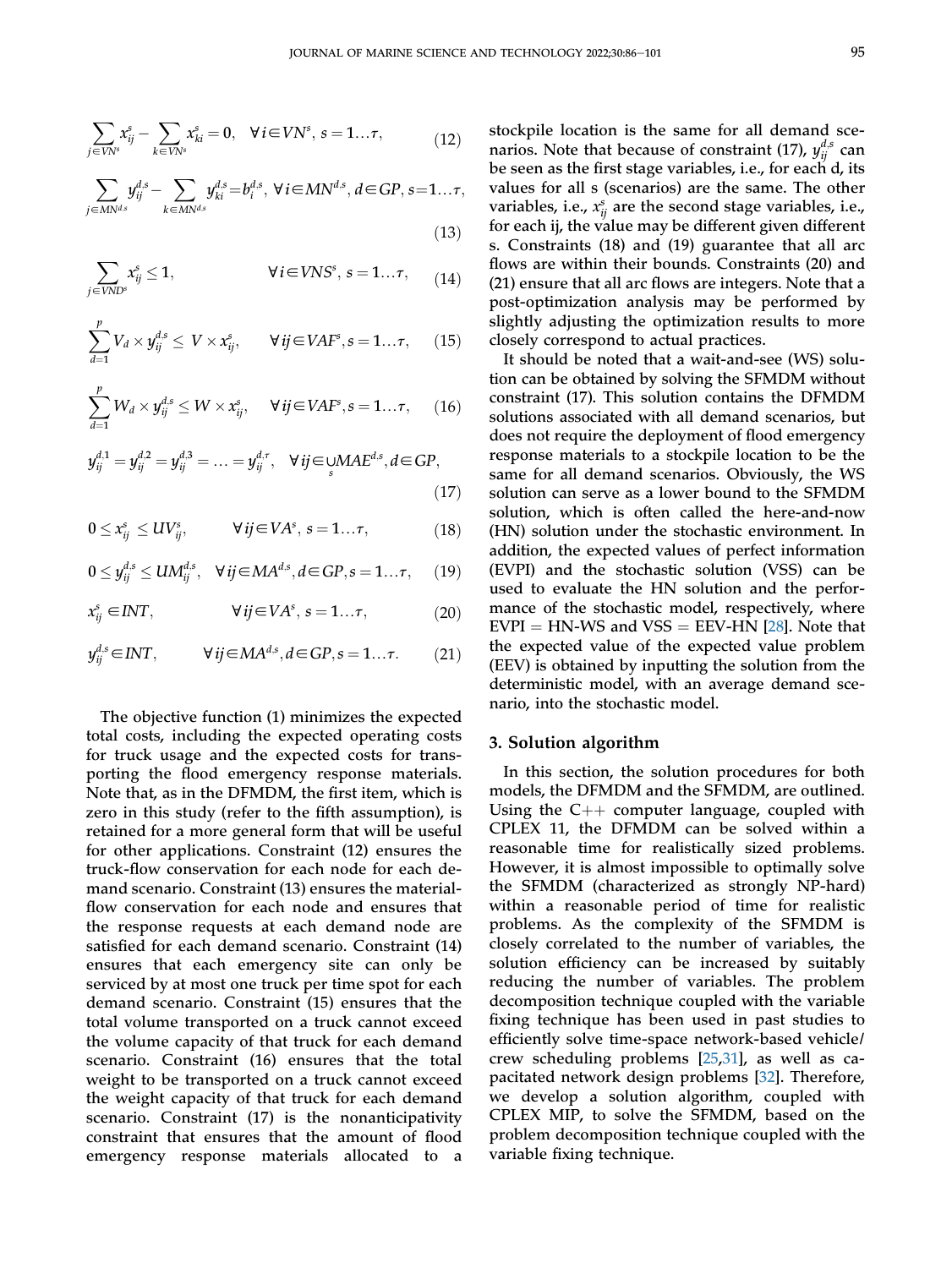$$\sum_{j\in VN^s} x_{ij}^s - \sum_{k\in VN^s} x_{ki}^s = 0, \quad \forall i\in VN^s,\ s=1\ldots\tau, \tag{12}$$

$$\sum_{j\in MN^{d,s}} y_{ij}^{d,s} - \sum_{k\in MN^{d,s}} y_{ki}^{d,s} = b_i^{d,s},\ \forall i\in MN^{d,s}, d\in GP, s=1\ldots\tau, \tag{13}$$

$$\sum_{j\in VND^s} x_{ij}^s \le 1, \qquad \forall i\in VNS^s,\ s=1\ldots\tau, \tag{14}$$

$$\sum_{d=1}^{p} V_d \times y_{ij}^{d,s} \le V \times x_{ij}^s, \qquad \forall ij\in VAF^s, s=1\ldots\tau, \tag{15}$$

$$\sum_{d=1}^{p} W_d \times y_{ij}^{d,s} \le W \times x_{ij}^s, \qquad \forall ij\in VAF^s, s=1\ldots\tau, \tag{16}$$

$$y_{ij}^{d,1} = y_{ij}^{d,2} = y_{ij}^{d,3} = \ldots = y_{ij}^{d,\tau}, \quad \forall ij\in \bigcup_s MAE^{d,s}, d\in GP, \tag{17}$$

$$0 \le x_{ij}^s \le UV_{ij}^s, \qquad \forall ij\in VA^s,\ s=1\ldots\tau, \tag{18}$$

$$0 \le y_{ij}^{d,s} \le UM_{ij}^{d,s}, \quad \forall ij\in MA^{d,s}, d\in GP, s=1\ldots\tau, \tag{19}$$

$$x_{ij}^s \in INT, \qquad \forall ij\in VA^s,\ s=1\ldots\tau, \tag{20}$$

$$y_{ij}^{d,s} \in INT, \qquad \forall ij\in MA^{d,s}, d\in GP, s=1\ldots\tau. \tag{21}$$

The objective function (1) minimizes the expected total costs, including the expected operating costs for truck usage and the expected costs for transporting the flood emergency response materials. Note that, as in the DFMDM, the first item, which is zero in this study (refer to the fifth assumption), is retained for a more general form that will be useful for other applications. Constraint (12) ensures the truck-flow conservation for each node for each demand scenario. Constraint (13) ensures the material-flow conservation for each node and ensures that the response requests at each demand node are satisfied for each demand scenario. Constraint (14) ensures that each emergency site can only be serviced by at most one truck per time spot for each demand scenario. Constraint (15) ensures that the total volume transported on a truck cannot exceed the volume capacity of that truck for each demand scenario. Constraint (16) ensures that the total weight to be transported on a truck cannot exceed the weight capacity of that truck for each demand scenario. Constraint (17) is the nonanticipativity constraint that ensures that the amount of flood emergency response materials allocated to a stockpile location is the same for all demand scenarios. Note that because of constraint (17), $y_{ij}^{d,s}$ can be seen as the first stage variables, i.e., for each d, its values for all s (scenarios) are the same. The other variables, i.e., $x_{ij}^s$ are the second stage variables, i.e., for each ij, the value may be different given different s. Constraints (18) and (19) guarantee that all arc flows are within their bounds. Constraints (20) and (21) ensure that all arc flows are integers. Note that a post-optimization analysis may be performed by slightly adjusting the optimization results to more closely correspond to actual practices.

It should be noted that a wait-and-see (WS) solution can be obtained by solving the SFMDM without constraint (17). This solution contains the DFMDM solutions associated with all demand scenarios, but does not require the deployment of flood emergency response materials to a stockpile location to be the same for all demand scenarios. Obviously, the WS solution can serve as a lower bound to the SFMDM solution, which is often called the here-and-now (HN) solution under the stochastic environment. In addition, the expected values of perfect information (EVPI) and the stochastic solution (VSS) can be used to evaluate the HN solution and the performance of the stochastic model, respectively, where EVPI = HN-WS and VSS = EEV-HN [28]. Note that the expected value of the expected value problem (EEV) is obtained by inputting the solution from the deterministic model, with an average demand scenario, into the stochastic model.

## 3. Solution algorithm

In this section, the solution procedures for both models, the DFMDM and the SFMDM, are outlined. Using the C++ computer language, coupled with CPLEX 11, the DFMDM can be solved within a reasonable time for realistically sized problems. However, it is almost impossible to optimally solve the SFMDM (characterized as strongly NP-hard) within a reasonable period of time for realistic problems. As the complexity of the SFMDM is closely correlated to the number of variables, the solution efficiency can be increased by suitably reducing the number of variables. The problem decomposition technique coupled with the variable fixing technique has been used in past studies to efficiently solve time-space network-based vehicle/crew scheduling problems [25,31], as well as capacitated network design problems [32]. Therefore, we develop a solution algorithm, coupled with CPLEX MIP, to solve the SFMDM, based on the problem decomposition technique coupled with the variable fixing technique.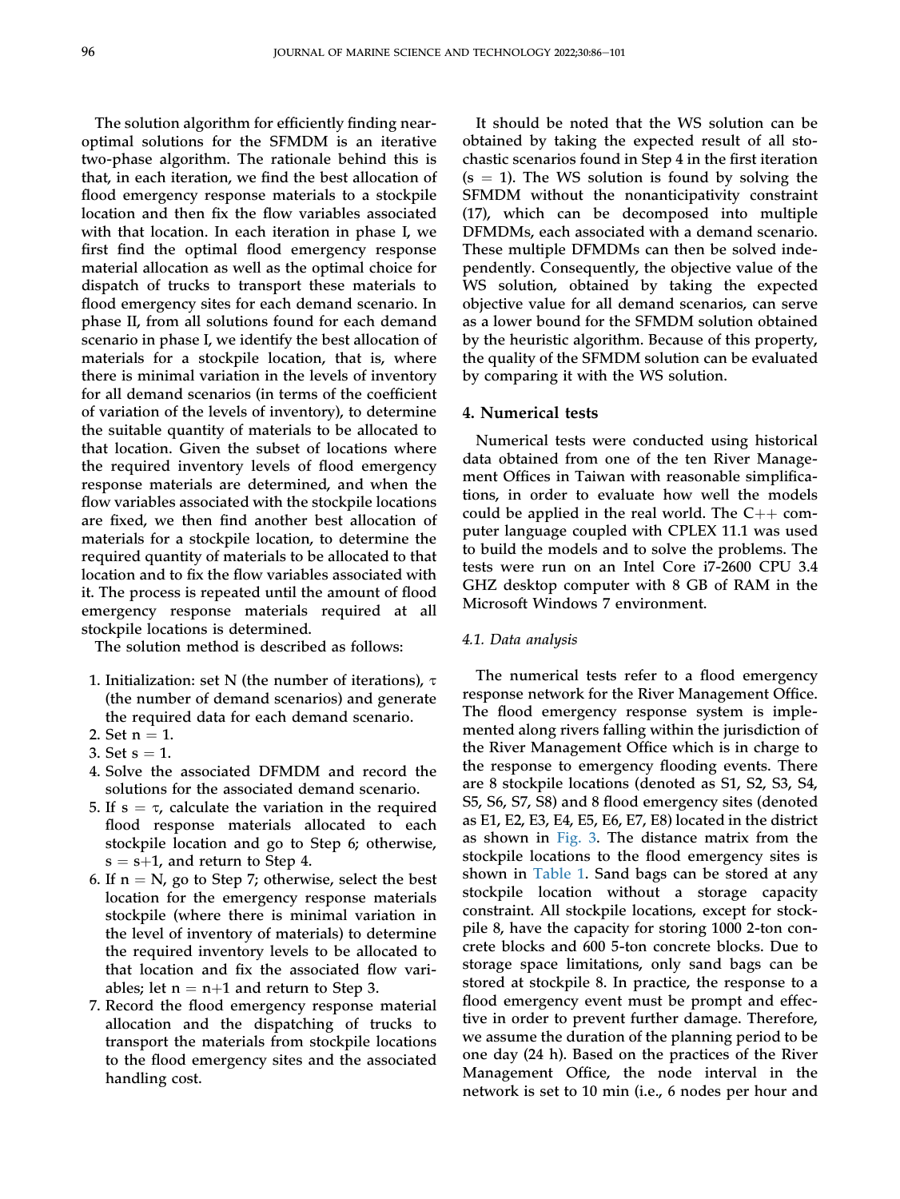The solution algorithm for efficiently finding near-optimal solutions for the SFMDM is an iterative two-phase algorithm. The rationale behind this is that, in each iteration, we find the best allocation of flood emergency response materials to a stockpile location and then fix the flow variables associated with that location. In each iteration in phase I, we first find the optimal flood emergency response material allocation as well as the optimal choice for dispatch of trucks to transport these materials to flood emergency sites for each demand scenario. In phase II, from all solutions found for each demand scenario in phase I, we identify the best allocation of materials for a stockpile location, that is, where there is minimal variation in the levels of inventory for all demand scenarios (in terms of the coefficient of variation of the levels of inventory), to determine the suitable quantity of materials to be allocated to that location. Given the subset of locations where the required inventory levels of flood emergency response materials are determined, and when the flow variables associated with the stockpile locations are fixed, we then find another best allocation of materials for a stockpile location, to determine the required quantity of materials to be allocated to that location and to fix the flow variables associated with it. The process is repeated until the amount of flood emergency response materials required at all stockpile locations is determined.

The solution method is described as follows:

1. Initialization: set N (the number of iterations), $\tau$ (the number of demand scenarios) and generate the required data for each demand scenario.
2. Set $n = 1$.
3. Set $s = 1$.
4. Solve the associated DFMDM and record the solutions for the associated demand scenario.
5. If $s = \tau$, calculate the variation in the required flood response materials allocated to each stockpile location and go to Step 6; otherwise, $s = s+1$, and return to Step 4.
6. If $n = N$, go to Step 7; otherwise, select the best location for the emergency response materials stockpile (where there is minimal variation in the level of inventory of materials) to determine the required inventory levels to be allocated to that location and fix the associated flow variables; let $n = n+1$ and return to Step 3.
7. Record the flood emergency response material allocation and the dispatching of trucks to transport the materials from stockpile locations to the flood emergency sites and the associated handling cost.

It should be noted that the WS solution can be obtained by taking the expected result of all stochastic scenarios found in Step 4 in the first iteration ($s = 1$). The WS solution is found by solving the SFMDM without the nonanticipativity constraint (17), which can be decomposed into multiple DFMDMs, each associated with a demand scenario. These multiple DFMDMs can then be solved independently. Consequently, the objective value of the WS solution, obtained by taking the expected objective value for all demand scenarios, can serve as a lower bound for the SFMDM solution obtained by the heuristic algorithm. Because of this property, the quality of the SFMDM solution can be evaluated by comparing it with the WS solution.

## 4. Numerical tests

Numerical tests were conducted using historical data obtained from one of the ten River Management Offices in Taiwan with reasonable simplifications, in order to evaluate how well the models could be applied in the real world. The C++ computer language coupled with CPLEX 11.1 was used to build the models and to solve the problems. The tests were run on an Intel Core i7-2600 CPU 3.4 GHZ desktop computer with 8 GB of RAM in the Microsoft Windows 7 environment.

### 4.1. Data analysis

The numerical tests refer to a flood emergency response network for the River Management Office. The flood emergency response system is implemented along rivers falling within the jurisdiction of the River Management Office which is in charge to the response to emergency flooding events. There are 8 stockpile locations (denoted as S1, S2, S3, S4, S5, S6, S7, S8) and 8 flood emergency sites (denoted as E1, E2, E3, E4, E5, E6, E7, E8) located in the district as shown in Fig. 3. The distance matrix from the stockpile locations to the flood emergency sites is shown in Table 1. Sand bags can be stored at any stockpile location without a storage capacity constraint. All stockpile locations, except for stockpile 8, have the capacity for storing 1000 2-ton concrete blocks and 600 5-ton concrete blocks. Due to storage space limitations, only sand bags can be stored at stockpile 8. In practice, the response to a flood emergency event must be prompt and effective in order to prevent further damage. Therefore, we assume the duration of the planning period to be one day (24 h). Based on the practices of the River Management Office, the node interval in the network is set to 10 min (i.e., 6 nodes per hour and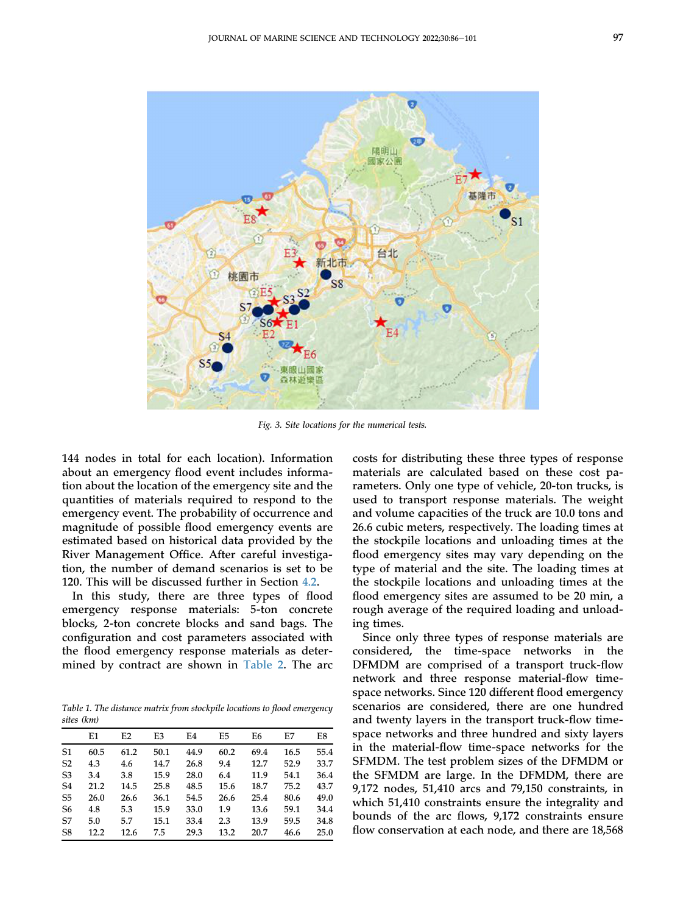Fig. 3. Site locations for the numerical tests.

144 nodes in total for each location). Information about an emergency flood event includes information about the location of the emergency site and the quantities of materials required to respond to the emergency event. The probability of occurrence and magnitude of possible flood emergency events are estimated based on historical data provided by the River Management Office. After careful investigation, the number of demand scenarios is set to be 120. This will be discussed further in Section 4.2.

In this study, there are three types of flood emergency response materials: 5-ton concrete blocks, 2-ton concrete blocks and sand bags. The configuration and cost parameters associated with the flood emergency response materials as determined by contract are shown in Table 2. The arc costs for distributing these three types of response materials are calculated based on these cost parameters. Only one type of vehicle, 20-ton trucks, is used to transport response materials. The weight and volume capacities of the truck are 10.0 tons and 26.6 cubic meters, respectively. The loading times at the stockpile locations and unloading times at the flood emergency sites may vary depending on the type of material and the site. The loading times at the stockpile locations and unloading times at the flood emergency sites are assumed to be 20 min, a rough average of the required loading and unloading times.

Since only three types of response materials are considered, the time-space networks in the DFMDM are comprised of a transport truck-flow network and three response material-flow time-space networks. Since 120 different flood emergency scenarios are considered, there are one hundred and twenty layers in the transport truck-flow time-space networks and three hundred and sixty layers in the material-flow time-space networks for the SFMDM. The test problem sizes of the DFMDM or the SFMDM are large. In the DFMDM, there are 9,172 nodes, 51,410 arcs and 79,150 constraints, in which 51,410 constraints ensure the integrality and bounds of the arc flows, 9,172 constraints ensure flow conservation at each node, and there are 18,568

*Table 1. The distance matrix from stockpile locations to flood emergency sites (km)*

| | E1 | E2 | E3 | E4 | E5 | E6 | E7 | E8 |
|---|---|---|---|---|---|---|---|---|
| S1 | 60.5 | 61.2 | 50.1 | 44.9 | 60.2 | 69.4 | 16.5 | 55.4 |
| S2 | 4.3 | 4.6 | 14.7 | 26.8 | 9.4 | 12.7 | 52.9 | 33.7 |
| S3 | 3.4 | 3.8 | 15.9 | 28.0 | 6.4 | 11.9 | 54.1 | 36.4 |
| S4 | 21.2 | 14.5 | 25.8 | 48.5 | 15.6 | 18.7 | 75.2 | 43.7 |
| S5 | 26.0 | 26.6 | 36.1 | 54.5 | 26.6 | 25.4 | 80.6 | 49.0 |
| S6 | 4.8 | 5.3 | 15.9 | 33.0 | 1.9 | 13.6 | 59.1 | 34.4 |
| S7 | 5.0 | 5.7 | 15.1 | 33.4 | 2.3 | 13.9 | 59.5 | 34.8 |
| S8 | 12.2 | 12.6 | 7.5 | 29.3 | 13.2 | 20.7 | 46.6 | 25.0 |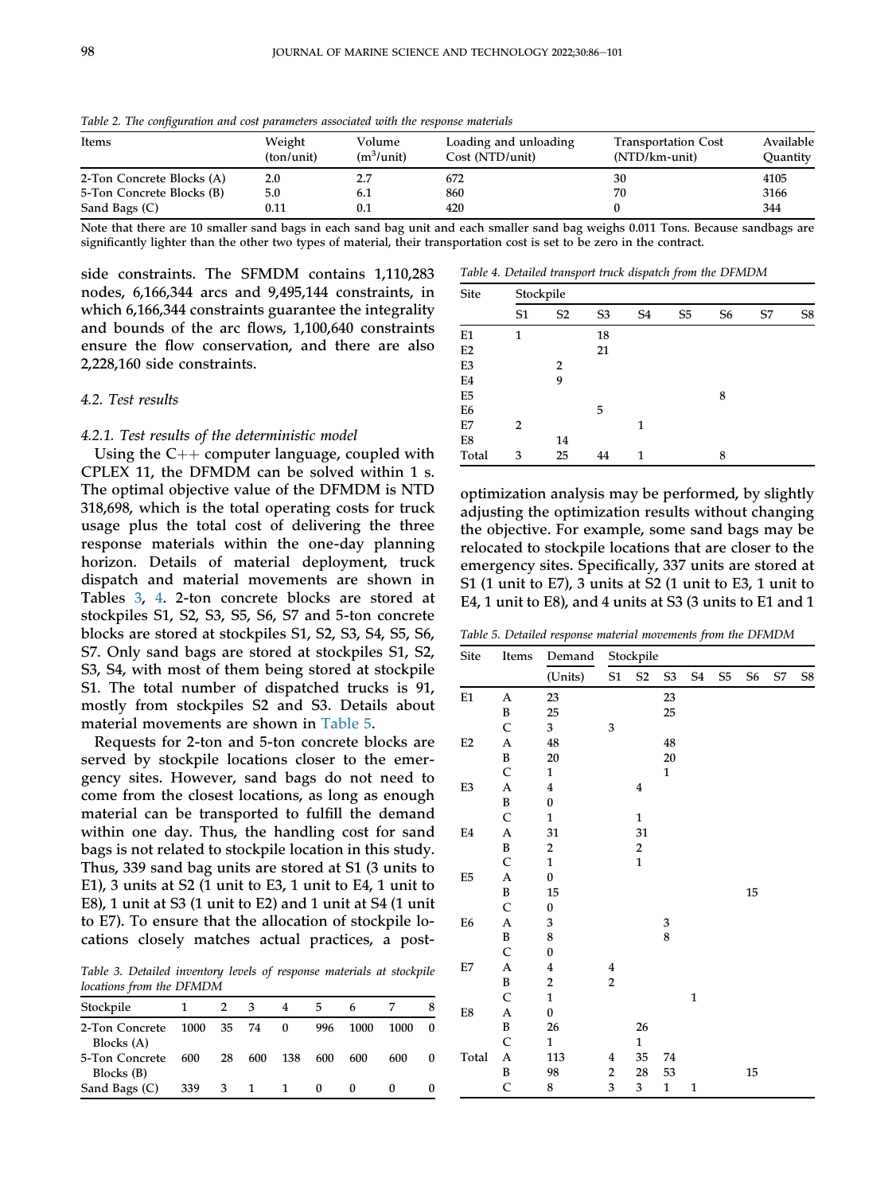Table 2. The configuration and cost parameters associated with the response materials

| Items | Weight (ton/unit) | Volume ($m^3$/unit) | Loading and unloading Cost (NTD/unit) | Transportation Cost (NTD/km-unit) | Available Quantity |
|---|---|---|---|---|---|
| 2-Ton Concrete Blocks (A) | 2.0 | 2.7 | 672 | 30 | 4105 |
| 5-Ton Concrete Blocks (B) | 5.0 | 6.1 | 860 | 70 | 3166 |
| Sand Bags (C) | 0.11 | 0.1 | 420 | 0 | 344 |

Note that there are 10 smaller sand bags in each sand bag unit and each smaller sand bag weighs 0.011 Tons. Because sandbags are significantly lighter than the other two types of material, their transportation cost is set to be zero in the contract.

side constraints. The SFMDM contains 1,110,283 nodes, 6,166,344 arcs and 9,495,144 constraints, in which 6,166,344 constraints guarantee the integrality and bounds of the arc flows, 1,100,640 constraints ensure the flow conservation, and there are also 2,228,160 side constraints.

### 4.2. Test results

#### 4.2.1. Test results of the deterministic model

Using the C++ computer language, coupled with CPLEX 11, the DFMDM can be solved within 1 s. The optimal objective value of the DFMDM is NTD 318,698, which is the total operating costs for truck usage plus the total cost of delivering the three response materials within the one-day planning horizon. Details of material deployment, truck dispatch and material movements are shown in Tables 3, 4. 2-ton concrete blocks are stored at stockpiles S1, S2, S3, S5, S6, S7 and 5-ton concrete blocks are stored at stockpiles S1, S2, S3, S4, S5, S6, S7. Only sand bags are stored at stockpiles S1, S2, S3, S4, with most of them being stored at stockpile S1. The total number of dispatched trucks is 91, mostly from stockpiles S2 and S3. Details about material movements are shown in Table 5.

Requests for 2-ton and 5-ton concrete blocks are served by stockpile locations closer to the emergency sites. However, sand bags do not need to come from the closest locations, as long as enough material can be transported to fulfill the demand within one day. Thus, the handling cost for sand bags is not related to stockpile location in this study. Thus, 339 sand bag units are stored at S1 (3 units to E1), 3 units at S2 (1 unit to E3, 1 unit to E4, 1 unit to E8), 1 unit at S3 (1 unit to E2) and 1 unit at S4 (1 unit to E7). To ensure that the allocation of stockpile locations closely matches actual practices, a post-optimization analysis may be performed, by slightly adjusting the optimization results without changing the objective. For example, some sand bags may be relocated to stockpile locations that are closer to the emergency sites. Specifically, 337 units are stored at S1 (1 unit to E7), 3 units at S2 (1 unit to E3, 1 unit to E4, 1 unit to E8), and 4 units at S3 (3 units to E1 and 1

Table 3. Detailed inventory levels of response materials at stockpile locations from the DFMDM

| Stockpile | 1 | 2 | 3 | 4 | 5 | 6 | 7 | 8 |
|---|---|---|---|---|---|---|---|---|
| 2-Ton Concrete Blocks (A) | 1000 | 35 | 74 | 0 | 996 | 1000 | 1000 | 0 |
| 5-Ton Concrete Blocks (B) | 600 | 28 | 600 | 138 | 600 | 600 | 600 | 0 |
| Sand Bags (C) | 339 | 3 | 1 | 1 | 0 | 0 | 0 | 0 |

Table 4. Detailed transport truck dispatch from the DFMDM

| Site | Stockpile | | | | | | | |
|---|---|---|---|---|---|---|---|---|
| | S1 | S2 | S3 | S4 | S5 | S6 | S7 | S8 |
| E1 | 1 | | 18 | | | | | |
| E2 | | | 21 | | | | | |
| E3 | | 2 | | | | | | |
| E4 | | 9 | | | | | | |
| E5 | | | | | | 8 | | |
| E6 | | | 5 | | | | | |
| E7 | 2 | | | 1 | | | | |
| E8 | | 14 | | | | | | |
| Total | 3 | 25 | 44 | 1 | | 8 | | |

Table 5. Detailed response material movements from the DFMDM

| Site | Items | Demand | Stockpile | | | | | | | |
|---|---|---|---|---|---|---|---|---|---|---|
| | | (Units) | S1 | S2 | S3 | S4 | S5 | S6 | S7 | S8 |
| E1 | A | 23 | | | 23 | | | | | |
| | B | 25 | | | 25 | | | | | |
| | C | 3 | 3 | | | | | | | |
| E2 | A | 48 | | | 48 | | | | | |
| | B | 20 | | | 20 | | | | | |
| | C | 1 | | | 1 | | | | | |
| E3 | A | 4 | | 4 | | | | | | |
| | B | 0 | | | | | | | | |
| | C | 1 | | 1 | | | | | | |
| E4 | A | 31 | | 31 | | | | | | |
| | B | 2 | | 2 | | | | | | |
| | C | 1 | | 1 | | | | | | |
| E5 | A | 0 | | | | | | | | |
| | B | 15 | | | | | | 15 | | |
| | C | 0 | | | | | | | | |
| E6 | A | 3 | | | 3 | | | | | |
| | B | 8 | | | 8 | | | | | |
| | C | 0 | | | | | | | | |
| E7 | A | 4 | 4 | | | | | | | |
| | B | 2 | 2 | | | | | | | |
| | C | 1 | | | | 1 | | | | |
| E8 | A | 0 | | | | | | | | |
| | B | 26 | | 26 | | | | | | |
| | C | 1 | | 1 | | | | | | |
| Total | A | 113 | 4 | 35 | 74 | | | | | |
| | B | 98 | 2 | 28 | 53 | | | 15 | | |
| | C | 8 | 3 | 3 | 1 | 1 | | | | |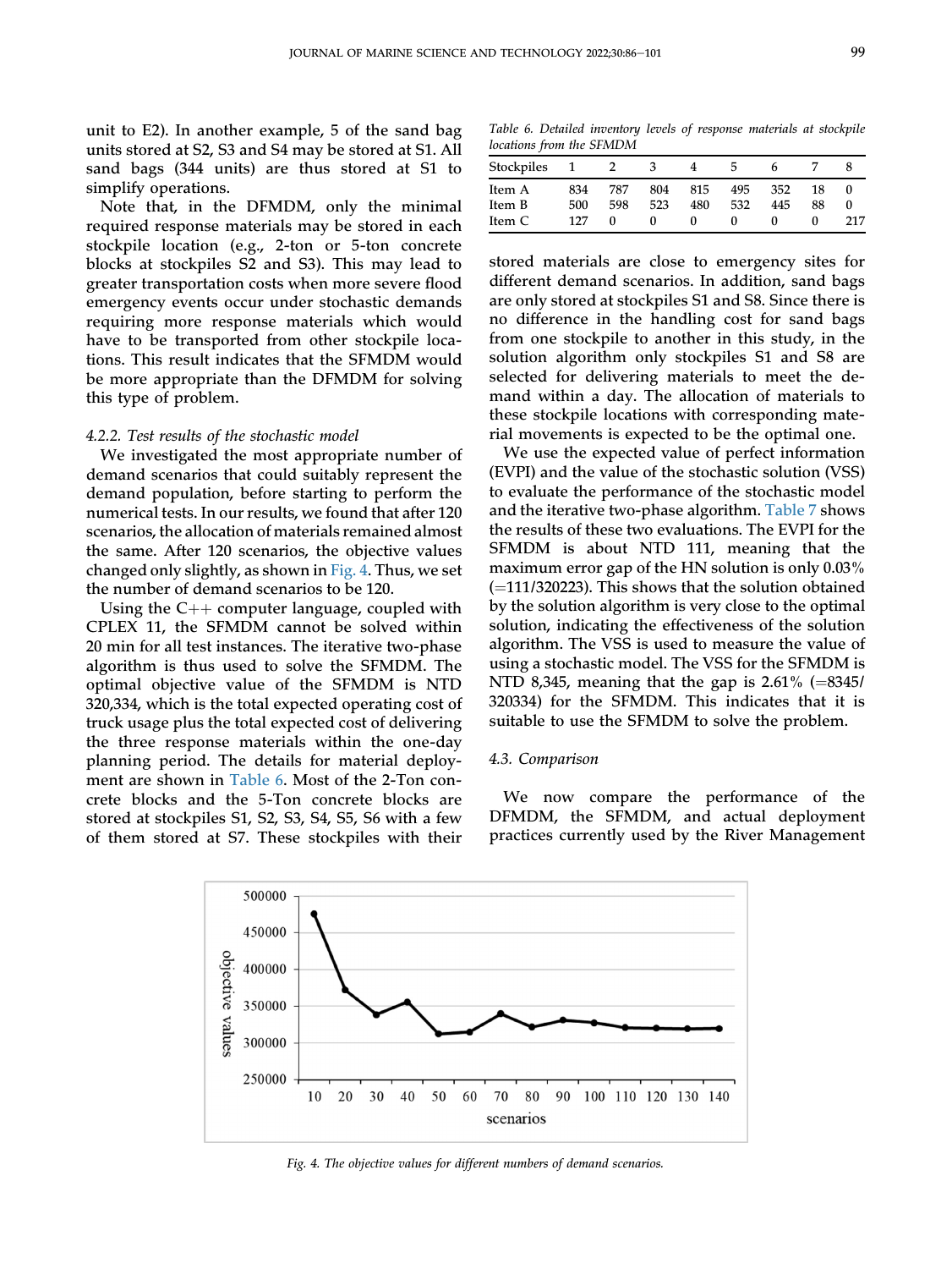unit to E2). In another example, 5 of the sand bag units stored at S2, S3 and S4 may be stored at S1. All sand bags (344 units) are thus stored at S1 to simplify operations.

Note that, in the DFMDM, only the minimal required response materials may be stored in each stockpile location (e.g., 2-ton or 5-ton concrete blocks at stockpiles S2 and S3). This may lead to greater transportation costs when more severe flood emergency events occur under stochastic demands requiring more response materials which would have to be transported from other stockpile locations. This result indicates that the SFMDM would be more appropriate than the DFMDM for solving this type of problem.

### 4.2.2. Test results of the stochastic model

We investigated the most appropriate number of demand scenarios that could suitably represent the demand population, before starting to perform the numerical tests. In our results, we found that after 120 scenarios, the allocation of materials remained almost the same. After 120 scenarios, the objective values changed only slightly, as shown in Fig. 4. Thus, we set the number of demand scenarios to be 120.

Using the C++ computer language, coupled with CPLEX 11, the SFMDM cannot be solved within 20 min for all test instances. The iterative two-phase algorithm is thus used to solve the SFMDM. The optimal objective value of the SFMDM is NTD 320,334, which is the total expected operating cost of truck usage plus the total expected cost of delivering the three response materials within the one-day planning period. The details for material deployment are shown in Table 6. Most of the 2-Ton concrete blocks and the 5-Ton concrete blocks are stored at stockpiles S1, S2, S3, S4, S5, S6 with a few of them stored at S7. These stockpiles with their stored materials are close to emergency sites for different demand scenarios. In addition, sand bags are only stored at stockpiles S1 and S8. Since there is no difference in the handling cost for sand bags from one stockpile to another in this study, in the solution algorithm only stockpiles S1 and S8 are selected for delivering materials to meet the demand within a day. The allocation of materials to these stockpile locations with corresponding material movements is expected to be the optimal one.

*Table 6. Detailed inventory levels of response materials at stockpile locations from the SFMDM*

| Stockpiles | 1 | 2 | 3 | 4 | 5 | 6 | 7 | 8 |
|---|---|---|---|---|---|---|---|---|
| Item A | 834 | 787 | 804 | 815 | 495 | 352 | 18 | 0 |
| Item B | 500 | 598 | 523 | 480 | 532 | 445 | 88 | 0 |
| Item C | 127 | 0 | 0 | 0 | 0 | 0 | 0 | 217 |

We use the expected value of perfect information (EVPI) and the value of the stochastic solution (VSS) to evaluate the performance of the stochastic model and the iterative two-phase algorithm. Table 7 shows the results of these two evaluations. The EVPI for the SFMDM is about NTD 111, meaning that the maximum error gap of the HN solution is only 0.03% (=111/320223). This shows that the solution obtained by the solution algorithm is very close to the optimal solution, indicating the effectiveness of the solution algorithm. The VSS is used to measure the value of using a stochastic model. The VSS for the SFMDM is NTD 8,345, meaning that the gap is 2.61% (=8345/320334) for the SFMDM. This indicates that it is suitable to use the SFMDM to solve the problem.

## 4.3. Comparison

We now compare the performance of the DFMDM, the SFMDM, and actual deployment practices currently used by the River Management

*Fig. 4. The objective values for different numbers of demand scenarios.*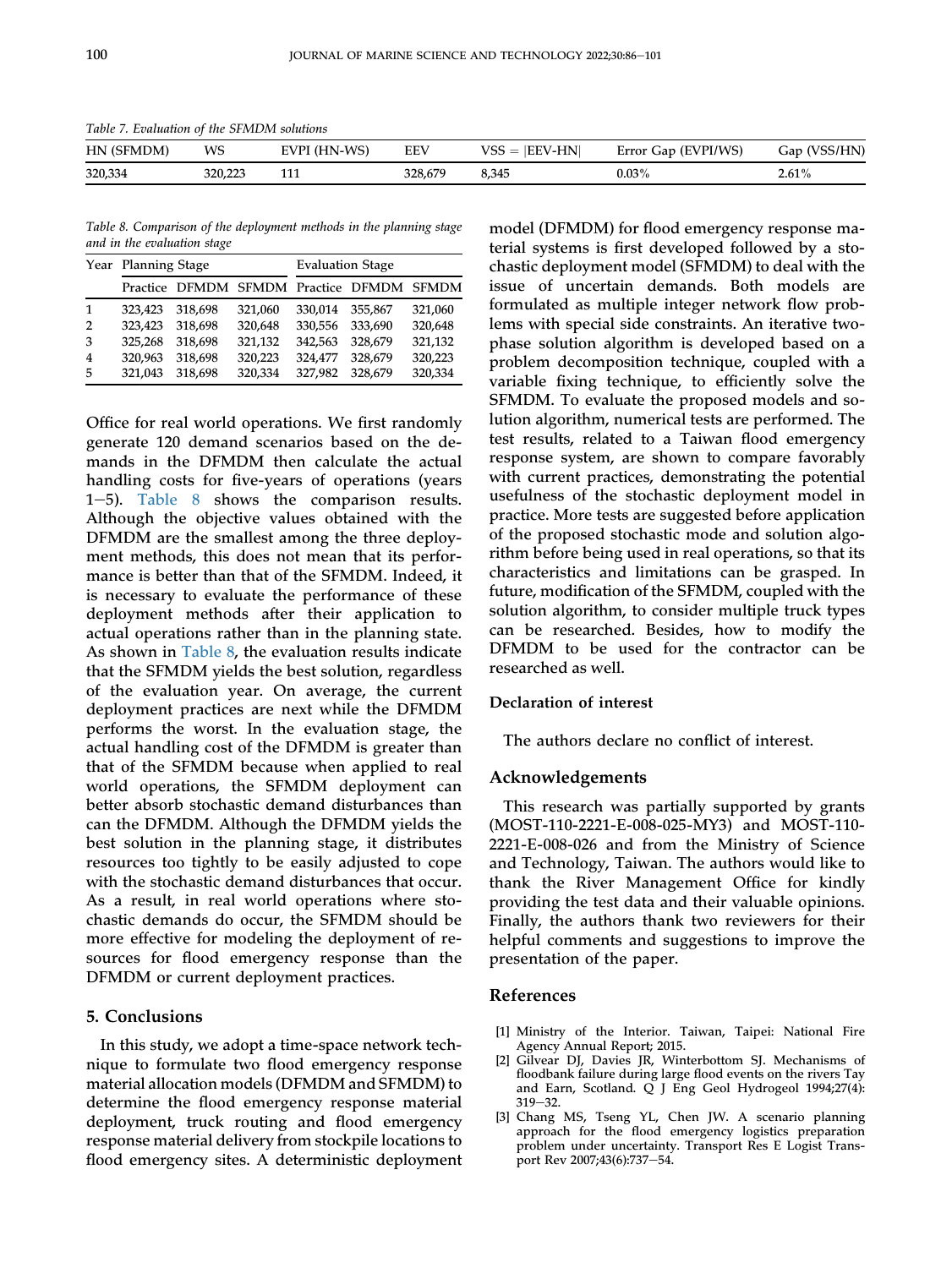Table 7. Evaluation of the SFMDM solutions

| HN (SFMDM) | WS | EVPI (HN-WS) | EEV | VSS = \|EEV-HN\| | Error Gap (EVPI/WS) | Gap (VSS/HN) |
|---|---|---|---|---|---|---|
| 320,334 | 320,223 | 111 | 328,679 | 8,345 | 0.03% | 2.61% |

Table 8. Comparison of the deployment methods in the planning stage and in the evaluation stage

| Year | Planning Stage | | | Evaluation Stage | | |
|---|---|---|---|---|---|---|
| | Practice | DFMDM | SFMDM | Practice | DFMDM | SFMDM |
| 1 | 323,423 | 318,698 | 321,060 | 330,014 | 355,867 | 321,060 |
| 2 | 323,423 | 318,698 | 320,648 | 330,556 | 333,690 | 320,648 |
| 3 | 325,268 | 318,698 | 321,132 | 342,563 | 328,679 | 321,132 |
| 4 | 320,963 | 318,698 | 320,223 | 324,477 | 328,679 | 320,223 |
| 5 | 321,043 | 318,698 | 320,334 | 327,982 | 328,679 | 320,334 |

Office for real world operations. We first randomly generate 120 demand scenarios based on the demands in the DFMDM then calculate the actual handling costs for five-years of operations (years 1−5). Table 8 shows the comparison results. Although the objective values obtained with the DFMDM are the smallest among the three deployment methods, this does not mean that its performance is better than that of the SFMDM. Indeed, it is necessary to evaluate the performance of these deployment methods after their application to actual operations rather than in the planning state. As shown in Table 8, the evaluation results indicate that the SFMDM yields the best solution, regardless of the evaluation year. On average, the current deployment practices are next while the DFMDM performs the worst. In the evaluation stage, the actual handling cost of the DFMDM is greater than that of the SFMDM because when applied to real world operations, the SFMDM deployment can better absorb stochastic demand disturbances than can the DFMDM. Although the DFMDM yields the best solution in the planning stage, it distributes resources too tightly to be easily adjusted to cope with the stochastic demand disturbances that occur. As a result, in real world operations where stochastic demands do occur, the SFMDM should be more effective for modeling the deployment of resources for flood emergency response than the DFMDM or current deployment practices.

## 5. Conclusions

In this study, we adopt a time-space network technique to formulate two flood emergency response material allocation models (DFMDM and SFMDM) to determine the flood emergency response material deployment, truck routing and flood emergency response material delivery from stockpile locations to flood emergency sites. A deterministic deployment model (DFMDM) for flood emergency response material systems is first developed followed by a stochastic deployment model (SFMDM) to deal with the issue of uncertain demands. Both models are formulated as multiple integer network flow problems with special side constraints. An iterative two-phase solution algorithm is developed based on a problem decomposition technique, coupled with a variable fixing technique, to efficiently solve the SFMDM. To evaluate the proposed models and solution algorithm, numerical tests are performed. The test results, related to a Taiwan flood emergency response system, are shown to compare favorably with current practices, demonstrating the potential usefulness of the stochastic deployment model in practice. More tests are suggested before application of the proposed stochastic mode and solution algorithm before being used in real operations, so that its characteristics and limitations can be grasped. In future, modification of the SFMDM, coupled with the solution algorithm, to consider multiple truck types can be researched. Besides, how to modify the DFMDM to be used for the contractor can be researched as well.

### Declaration of interest

The authors declare no conflict of interest.

## Acknowledgements

This research was partially supported by grants (MOST-110-2221-E-008-025-MY3) and MOST-110-2221-E-008-026 and from the Ministry of Science and Technology, Taiwan. The authors would like to thank the River Management Office for kindly providing the test data and their valuable opinions. Finally, the authors thank two reviewers for their helpful comments and suggestions to improve the presentation of the paper.

## References

[1] Ministry of the Interior. Taiwan, Taipei: National Fire Agency Annual Report; 2015.

[2] Gilvear DJ, Davies JR, Winterbottom SJ. Mechanisms of floodbank failure during large flood events on the rivers Tay and Earn, Scotland. Q J Eng Geol Hydrogeol 1994;27(4): 319−32.

[3] Chang MS, Tseng YL, Chen JW. A scenario planning approach for the flood emergency logistics preparation problem under uncertainty. Transport Res E Logist Transport Rev 2007;43(6):737−54.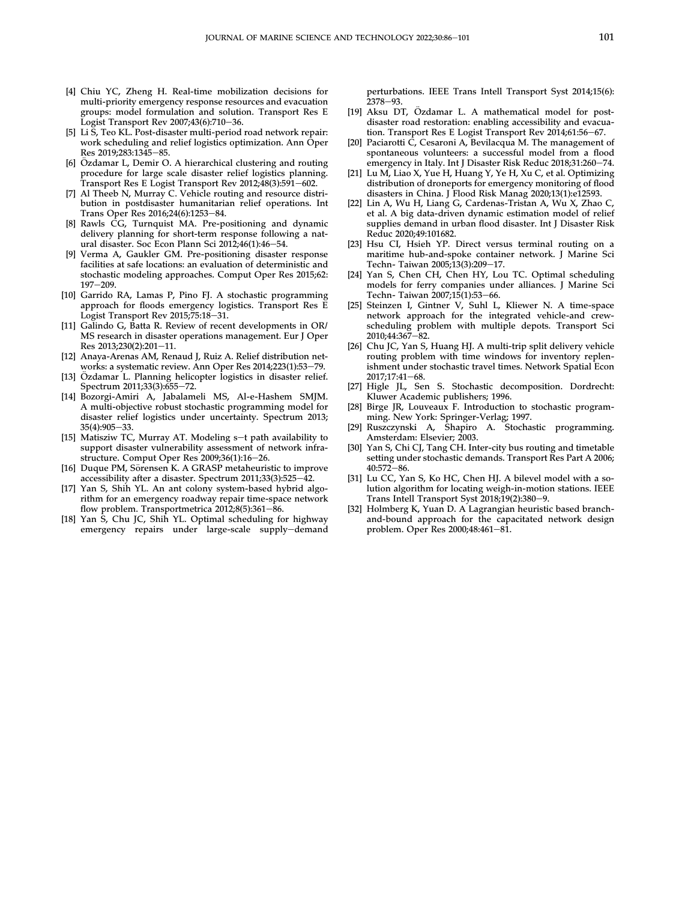[4] Chiu YC, Zheng H. Real-time mobilization decisions for multi-priority emergency response resources and evacuation groups: model formulation and solution. Transport Res E Logist Transport Rev 2007;43(6):710−36.

[5] Li S, Teo KL. Post-disaster multi-period road network repair: work scheduling and relief logistics optimization. Ann Oper Res 2019;283:1345−85.

[6] Özdamar L, Demir O. A hierarchical clustering and routing procedure for large scale disaster relief logistics planning. Transport Res E Logist Transport Rev 2012;48(3):591−602.

[7] Al Theeb N, Murray C. Vehicle routing and resource distribution in postdisaster humanitarian relief operations. Int Trans Oper Res 2016;24(6):1253−84.

[8] Rawls CG, Turnquist MA. Pre-positioning and dynamic delivery planning for short-term response following a natural disaster. Soc Econ Plann Sci 2012;46(1):46−54.

[9] Verma A, Gaukler GM. Pre-positioning disaster response facilities at safe locations: an evaluation of deterministic and stochastic modeling approaches. Comput Oper Res 2015;62: 197−209.

[10] Garrido RA, Lamas P, Pino FJ. A stochastic programming approach for floods emergency logistics. Transport Res E Logist Transport Rev 2015;75:18−31.

[11] Galindo G, Batta R. Review of recent developments in OR/MS research in disaster operations management. Eur J Oper Res 2013;230(2):201−11.

[12] Anaya-Arenas AM, Renaud J, Ruiz A. Relief distribution networks: a systematic review. Ann Oper Res 2014;223(1):53−79.

[13] Özdamar L. Planning helicopter logistics in disaster relief. Spectrum 2011;33(3):655−72.

[14] Bozorgi-Amiri A, Jabalameli MS, Al-e-Hashem SMJM. A multi-objective robust stochastic programming model for disaster relief logistics under uncertainty. Spectrum 2013; 35(4):905−33.

[15] Matisziw TC, Murray AT. Modeling s−t path availability to support disaster vulnerability assessment of network infrastructure. Comput Oper Res 2009;36(1):16−26.

[16] Duque PM, Sörensen K. A GRASP metaheuristic to improve accessibility after a disaster. Spectrum 2011;33(3):525−42.

[17] Yan S, Shih YL. An ant colony system-based hybrid algorithm for an emergency roadway repair time-space network flow problem. Transportmetrica 2012;8(5):361−86.

[18] Yan S, Chu JC, Shih YL. Optimal scheduling for highway emergency repairs under large-scale supply−demand perturbations. IEEE Trans Intell Transport Syst 2014;15(6): 2378−93.

[19] Aksu DT, Özdamar L. A mathematical model for post-disaster road restoration: enabling accessibility and evacuation. Transport Res E Logist Transport Rev 2014;61:56−67.

[20] Paciarotti C, Cesaroni A, Bevilacqua M. The management of spontaneous volunteers: a successful model from a flood emergency in Italy. Int J Disaster Risk Reduc 2018;31:260−74.

[21] Lu M, Liao X, Yue H, Huang Y, Ye H, Xu C, et al. Optimizing distribution of droneports for emergency monitoring of flood disasters in China. J Flood Risk Manag 2020;13(1):e12593.

[22] Lin A, Wu H, Liang G, Cardenas-Tristan A, Wu X, Zhao C, et al. A big data-driven dynamic estimation model of relief supplies demand in urban flood disaster. Int J Disaster Risk Reduc 2020;49:101682.

[23] Hsu CI, Hsieh YP. Direct versus terminal routing on a maritime hub-and-spoke container network. J Marine Sci Techn- Taiwan 2005;13(3):209−17.

[24] Yan S, Chen CH, Chen HY, Lou TC. Optimal scheduling models for ferry companies under alliances. J Marine Sci Techn- Taiwan 2007;15(1):53−66.

[25] Steinzen I, Gintner V, Suhl L, Kliewer N. A time-space network approach for the integrated vehicle-and crew-scheduling problem with multiple depots. Transport Sci 2010;44:367−82.

[26] Chu JC, Yan S, Huang HJ. A multi-trip split delivery vehicle routing problem with time windows for inventory replenishment under stochastic travel times. Network Spatial Econ 2017;17:41−68.

[27] Higle JL, Sen S. Stochastic decomposition. Dordrecht: Kluwer Academic publishers; 1996.

[28] Birge JR, Louveaux F. Introduction to stochastic programming. New York: Springer-Verlag; 1997.

[29] Ruszczynski A, Shapiro A. Stochastic programming. Amsterdam: Elsevier; 2003.

[30] Yan S, Chi CJ, Tang CH. Inter-city bus routing and timetable setting under stochastic demands. Transport Res Part A 2006; 40:572−86.

[31] Lu CC, Yan S, Ko HC, Chen HJ. A bilevel model with a solution algorithm for locating weigh-in-motion stations. IEEE Trans Intell Transport Syst 2018;19(2):380−9.

[32] Holmberg K, Yuan D. A Lagrangian heuristic based branch-and-bound approach for the capacitated network design problem. Oper Res 2000;48:461−81.